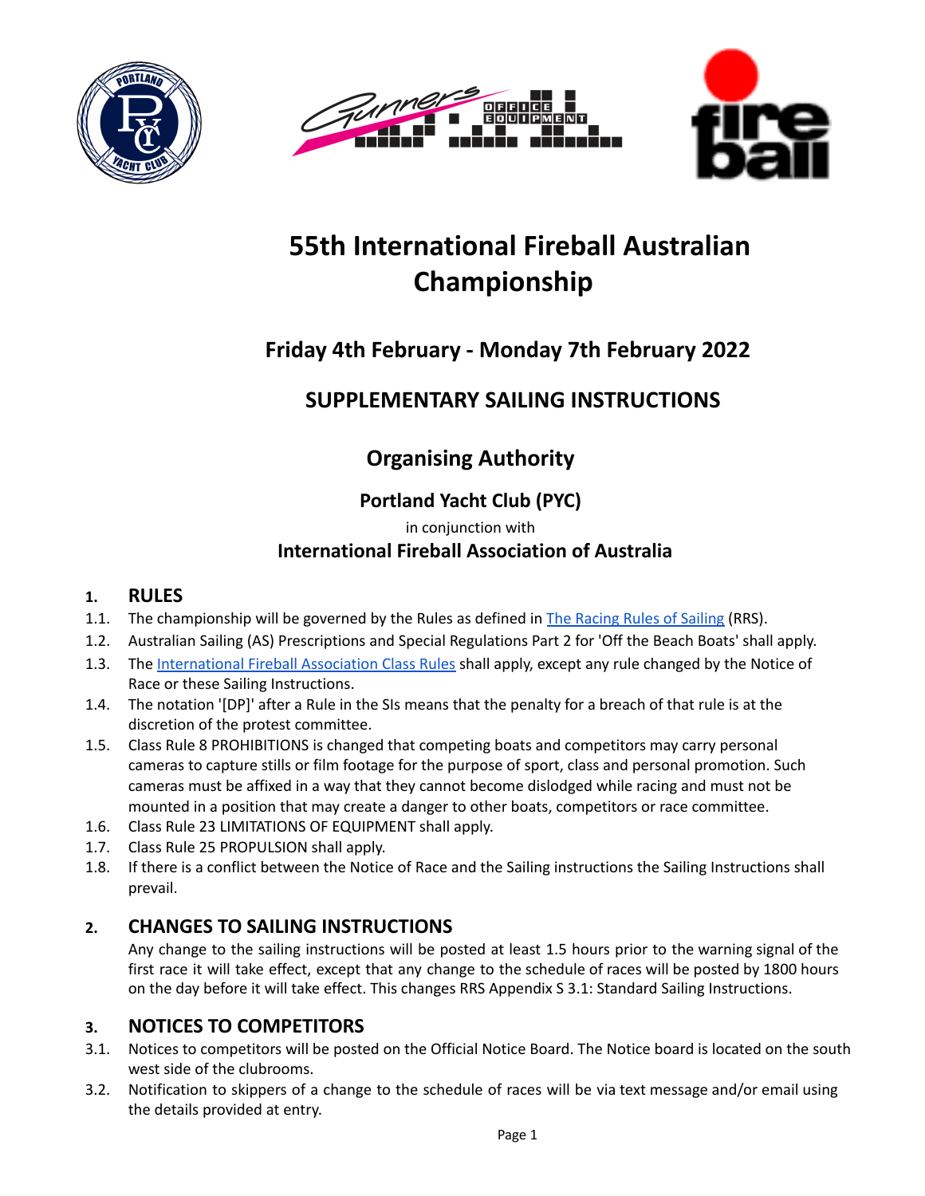# 55th International Fireball Australian Championship

## Friday 4th February - Monday 7th February 2022

## SUPPLEMENTARY SAILING INSTRUCTIONS

## Organising Authority

### Portland Yacht Club (PYC)

in conjunction with

### International Fireball Association of Australia

## 1. RULES

1.1. The championship will be governed by the Rules as defined in The Racing Rules of Sailing (RRS).

1.2. Australian Sailing (AS) Prescriptions and Special Regulations Part 2 for 'Off the Beach Boats' shall apply.

1.3. The International Fireball Association Class Rules shall apply, except any rule changed by the Notice of Race or these Sailing Instructions.

1.4. The notation '[DP]' after a Rule in the SIs means that the penalty for a breach of that rule is at the discretion of the protest committee.

1.5. Class Rule 8 PROHIBITIONS is changed that competing boats and competitors may carry personal cameras to capture stills or film footage for the purpose of sport, class and personal promotion. Such cameras must be affixed in a way that they cannot become dislodged while racing and must not be mounted in a position that may create a danger to other boats, competitors or race committee.

1.6. Class Rule 23 LIMITATIONS OF EQUIPMENT shall apply.

1.7. Class Rule 25 PROPULSION shall apply.

1.8. If there is a conflict between the Notice of Race and the Sailing instructions the Sailing Instructions shall prevail.

## 2. CHANGES TO SAILING INSTRUCTIONS

Any change to the sailing instructions will be posted at least 1.5 hours prior to the warning signal of the first race it will take effect, except that any change to the schedule of races will be posted by 1800 hours on the day before it will take effect. This changes RRS Appendix S 3.1: Standard Sailing Instructions.

## 3. NOTICES TO COMPETITORS

3.1. Notices to competitors will be posted on the Official Notice Board. The Notice board is located on the south west side of the clubrooms.

3.2. Notification to skippers of a change to the schedule of races will be via text message and/or email using the details provided at entry.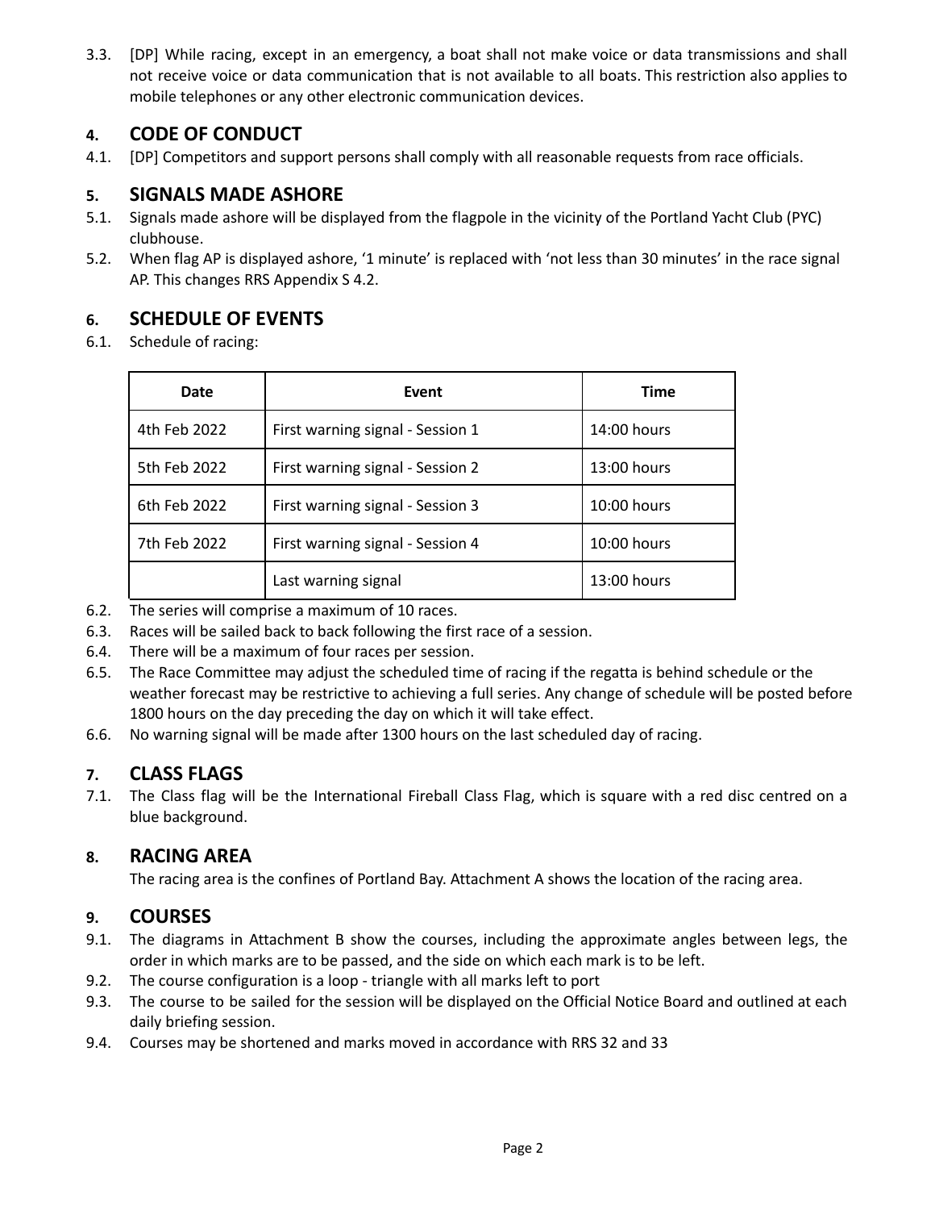3.3. [DP] While racing, except in an emergency, a boat shall not make voice or data transmissions and shall not receive voice or data communication that is not available to all boats. This restriction also applies to mobile telephones or any other electronic communication devices.

## 4. CODE OF CONDUCT

4.1. [DP] Competitors and support persons shall comply with all reasonable requests from race officials.

## 5. SIGNALS MADE ASHORE

5.1. Signals made ashore will be displayed from the flagpole in the vicinity of the Portland Yacht Club (PYC) clubhouse.

5.2. When flag AP is displayed ashore, '1 minute' is replaced with 'not less than 30 minutes' in the race signal AP. This changes RRS Appendix S 4.2.

## 6. SCHEDULE OF EVENTS

6.1. Schedule of racing:

| Date | Event | Time |
|---|---|---|
| 4th Feb 2022 | First warning signal - Session 1 | 14:00 hours |
| 5th Feb 2022 | First warning signal - Session 2 | 13:00 hours |
| 6th Feb 2022 | First warning signal - Session 3 | 10:00 hours |
| 7th Feb 2022 | First warning signal - Session 4 | 10:00 hours |
| | Last warning signal | 13:00 hours |

6.2. The series will comprise a maximum of 10 races.

6.3. Races will be sailed back to back following the first race of a session.

6.4. There will be a maximum of four races per session.

6.5. The Race Committee may adjust the scheduled time of racing if the regatta is behind schedule or the weather forecast may be restrictive to achieving a full series. Any change of schedule will be posted before 1800 hours on the day preceding the day on which it will take effect.

6.6. No warning signal will be made after 1300 hours on the last scheduled day of racing.

## 7. CLASS FLAGS

7.1. The Class flag will be the International Fireball Class Flag, which is square with a red disc centred on a blue background.

## 8. RACING AREA

The racing area is the confines of Portland Bay. Attachment A shows the location of the racing area.

## 9. COURSES

9.1. The diagrams in Attachment B show the courses, including the approximate angles between legs, the order in which marks are to be passed, and the side on which each mark is to be left.

9.2. The course configuration is a loop - triangle with all marks left to port

9.3. The course to be sailed for the session will be displayed on the Official Notice Board and outlined at each daily briefing session.

9.4. Courses may be shortened and marks moved in accordance with RRS 32 and 33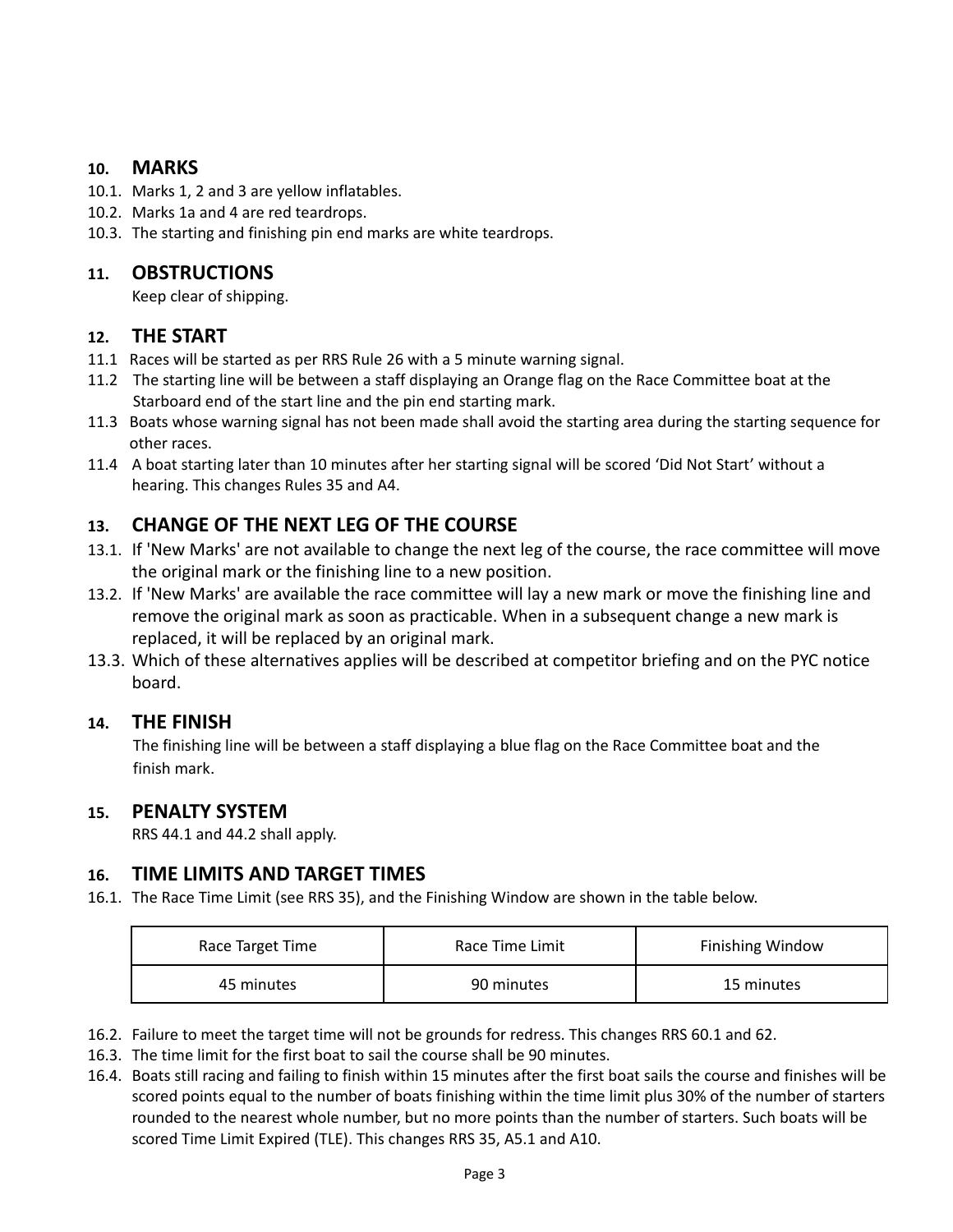## 10. MARKS

10.1. Marks 1, 2 and 3 are yellow inflatables.
10.2. Marks 1a and 4 are red teardrops.
10.3. The starting and finishing pin end marks are white teardrops.

## 11. OBSTRUCTIONS

Keep clear of shipping.

## 12. THE START

11.1 Races will be started as per RRS Rule 26 with a 5 minute warning signal.
11.2 The starting line will be between a staff displaying an Orange flag on the Race Committee boat at the Starboard end of the start line and the pin end starting mark.
11.3 Boats whose warning signal has not been made shall avoid the starting area during the starting sequence for other races.
11.4 A boat starting later than 10 minutes after her starting signal will be scored 'Did Not Start' without a hearing. This changes Rules 35 and A4.

## 13. CHANGE OF THE NEXT LEG OF THE COURSE

13.1. If 'New Marks' are not available to change the next leg of the course, the race committee will move the original mark or the finishing line to a new position.
13.2. If 'New Marks' are available the race committee will lay a new mark or move the finishing line and remove the original mark as soon as practicable. When in a subsequent change a new mark is replaced, it will be replaced by an original mark.
13.3. Which of these alternatives applies will be described at competitor briefing and on the PYC notice board.

## 14. THE FINISH

The finishing line will be between a staff displaying a blue flag on the Race Committee boat and the finish mark.

## 15. PENALTY SYSTEM

RRS 44.1 and 44.2 shall apply.

## 16. TIME LIMITS AND TARGET TIMES

16.1. The Race Time Limit (see RRS 35), and the Finishing Window are shown in the table below.

| Race Target Time | Race Time Limit | Finishing Window |
| --- | --- | --- |
| 45 minutes | 90 minutes | 15 minutes |

16.2. Failure to meet the target time will not be grounds for redress. This changes RRS 60.1 and 62.
16.3. The time limit for the first boat to sail the course shall be 90 minutes.
16.4. Boats still racing and failing to finish within 15 minutes after the first boat sails the course and finishes will be scored points equal to the number of boats finishing within the time limit plus 30% of the number of starters rounded to the nearest whole number, but no more points than the number of starters. Such boats will be scored Time Limit Expired (TLE). This changes RRS 35, A5.1 and A10.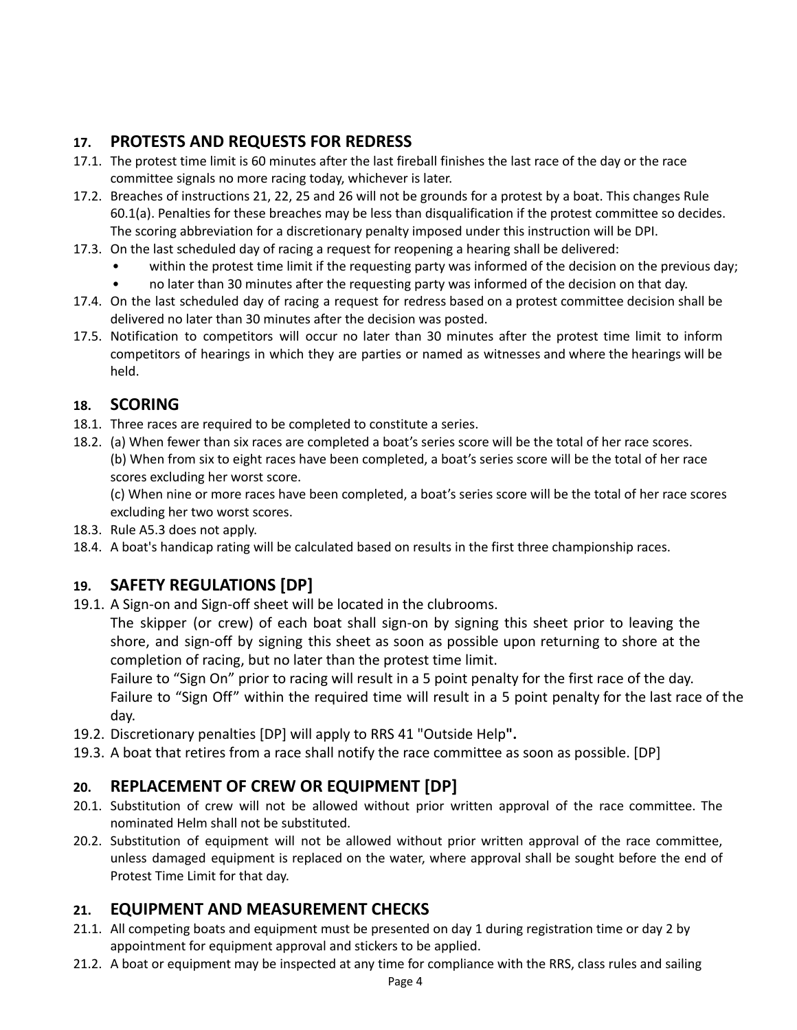## 17. PROTESTS AND REQUESTS FOR REDRESS

17.1. The protest time limit is 60 minutes after the last fireball finishes the last race of the day or the race committee signals no more racing today, whichever is later.

17.2. Breaches of instructions 21, 22, 25 and 26 will not be grounds for a protest by a boat. This changes Rule 60.1(a). Penalties for these breaches may be less than disqualification if the protest committee so decides. The scoring abbreviation for a discretionary penalty imposed under this instruction will be DPI.

17.3. On the last scheduled day of racing a request for reopening a hearing shall be delivered:
- within the protest time limit if the requesting party was informed of the decision on the previous day;
- no later than 30 minutes after the requesting party was informed of the decision on that day.

17.4. On the last scheduled day of racing a request for redress based on a protest committee decision shall be delivered no later than 30 minutes after the decision was posted.

17.5. Notification to competitors will occur no later than 30 minutes after the protest time limit to inform competitors of hearings in which they are parties or named as witnesses and where the hearings will be held.

## 18. SCORING

18.1. Three races are required to be completed to constitute a series.

18.2. (a) When fewer than six races are completed a boat's series score will be the total of her race scores.
(b) When from six to eight races have been completed, a boat's series score will be the total of her race scores excluding her worst score.
(c) When nine or more races have been completed, a boat's series score will be the total of her race scores excluding her two worst scores.

18.3. Rule A5.3 does not apply.

18.4. A boat's handicap rating will be calculated based on results in the first three championship races.

## 19. SAFETY REGULATIONS [DP]

19.1. A Sign-on and Sign-off sheet will be located in the clubrooms.
The skipper (or crew) of each boat shall sign-on by signing this sheet prior to leaving the shore, and sign-off by signing this sheet as soon as possible upon returning to shore at the completion of racing, but no later than the protest time limit.
Failure to "Sign On" prior to racing will result in a 5 point penalty for the first race of the day.
Failure to "Sign Off" within the required time will result in a 5 point penalty for the last race of the day.

19.2. Discretionary penalties [DP] will apply to RRS 41 "Outside Help**".**

19.3. A boat that retires from a race shall notify the race committee as soon as possible. [DP]

## 20. REPLACEMENT OF CREW OR EQUIPMENT [DP]

20.1. Substitution of crew will not be allowed without prior written approval of the race committee. The nominated Helm shall not be substituted.

20.2. Substitution of equipment will not be allowed without prior written approval of the race committee, unless damaged equipment is replaced on the water, where approval shall be sought before the end of Protest Time Limit for that day.

## 21. EQUIPMENT AND MEASUREMENT CHECKS

21.1. All competing boats and equipment must be presented on day 1 during registration time or day 2 by appointment for equipment approval and stickers to be applied.

21.2. A boat or equipment may be inspected at any time for compliance with the RRS, class rules and sailing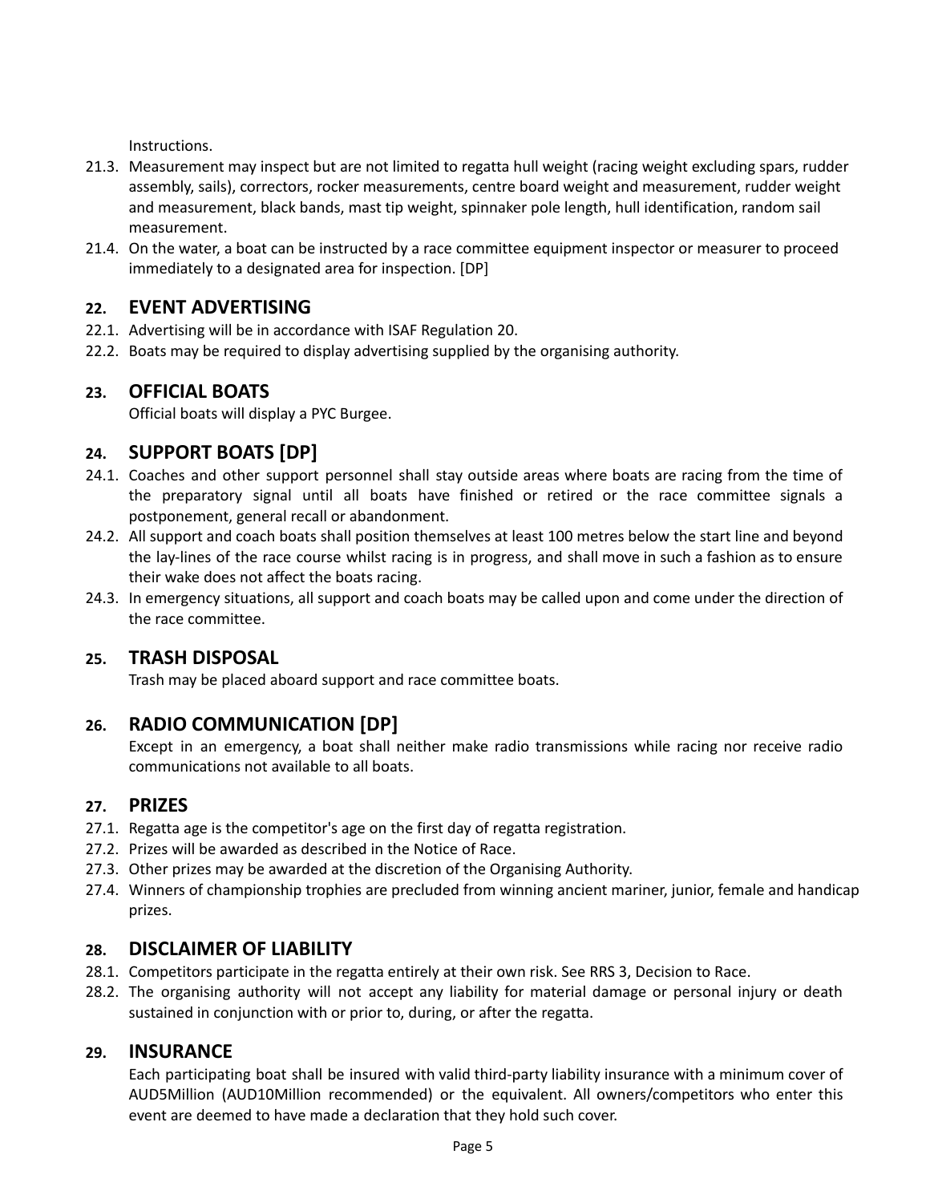Instructions.

21.3. Measurement may inspect but are not limited to regatta hull weight (racing weight excluding spars, rudder assembly, sails), correctors, rocker measurements, centre board weight and measurement, rudder weight and measurement, black bands, mast tip weight, spinnaker pole length, hull identification, random sail measurement.

21.4. On the water, a boat can be instructed by a race committee equipment inspector or measurer to proceed immediately to a designated area for inspection. [DP]

## 22. EVENT ADVERTISING

22.1. Advertising will be in accordance with ISAF Regulation 20.

22.2. Boats may be required to display advertising supplied by the organising authority.

## 23. OFFICIAL BOATS

Official boats will display a PYC Burgee.

## 24. SUPPORT BOATS [DP]

24.1. Coaches and other support personnel shall stay outside areas where boats are racing from the time of the preparatory signal until all boats have finished or retired or the race committee signals a postponement, general recall or abandonment.

24.2. All support and coach boats shall position themselves at least 100 metres below the start line and beyond the lay-lines of the race course whilst racing is in progress, and shall move in such a fashion as to ensure their wake does not affect the boats racing.

24.3. In emergency situations, all support and coach boats may be called upon and come under the direction of the race committee.

## 25. TRASH DISPOSAL

Trash may be placed aboard support and race committee boats.

## 26. RADIO COMMUNICATION [DP]

Except in an emergency, a boat shall neither make radio transmissions while racing nor receive radio communications not available to all boats.

## 27. PRIZES

27.1. Regatta age is the competitor's age on the first day of regatta registration.

27.2. Prizes will be awarded as described in the Notice of Race.

27.3. Other prizes may be awarded at the discretion of the Organising Authority.

27.4. Winners of championship trophies are precluded from winning ancient mariner, junior, female and handicap prizes.

## 28. DISCLAIMER OF LIABILITY

28.1. Competitors participate in the regatta entirely at their own risk. See RRS 3, Decision to Race.

28.2. The organising authority will not accept any liability for material damage or personal injury or death sustained in conjunction with or prior to, during, or after the regatta.

## 29. INSURANCE

Each participating boat shall be insured with valid third-party liability insurance with a minimum cover of AUD5Million (AUD10Million recommended) or the equivalent. All owners/competitors who enter this event are deemed to have made a declaration that they hold such cover.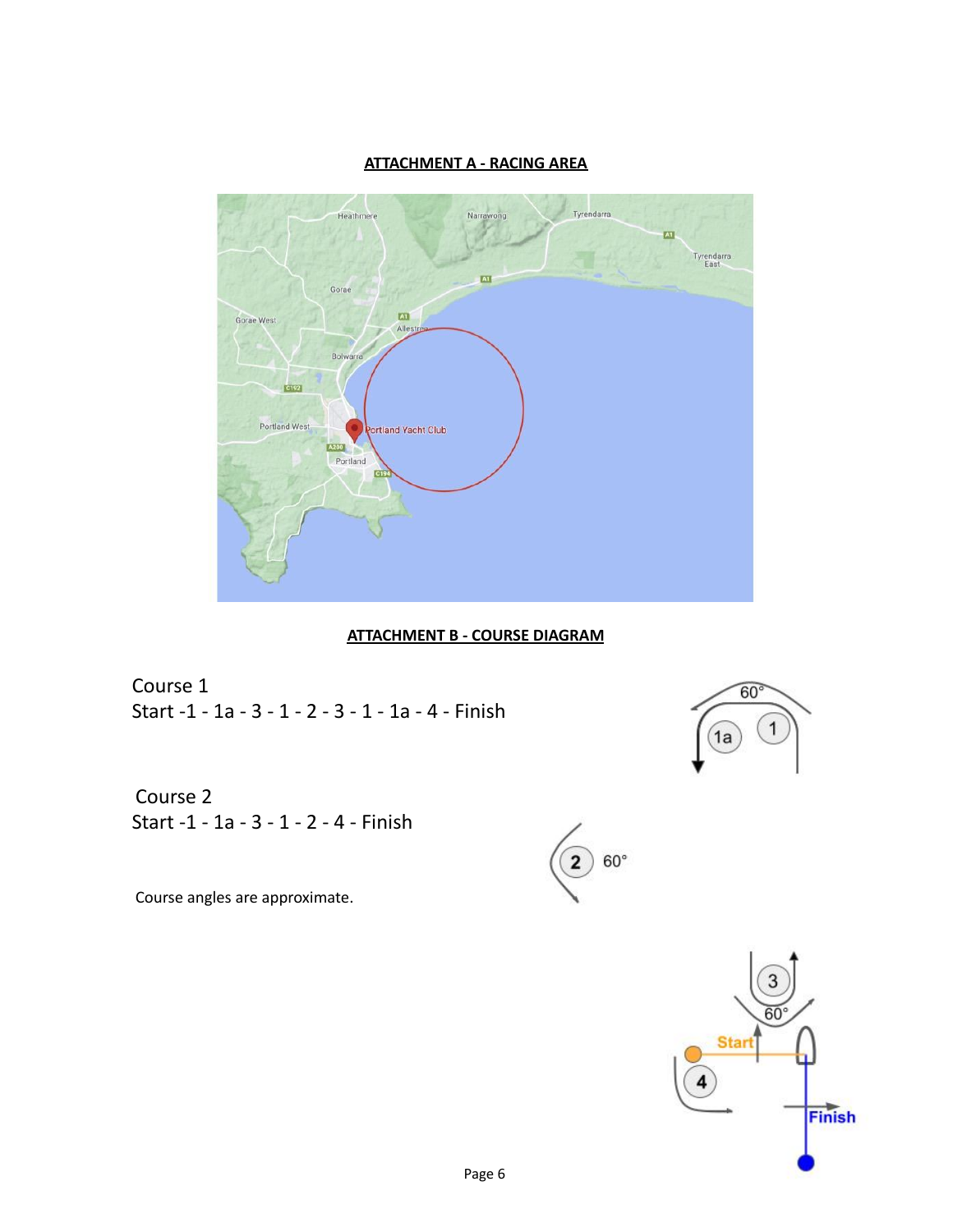**ATTACHMENT A - RACING AREA**

Heathmere
Narrawong
Tyrendarra
Tyrendarra East
Gorae
Gorae West
Allestree
Bolwarra
Portland West
Portland Yacht Club
Portland

**ATTACHMENT B - COURSE DIAGRAM**

Course 1
Start -1 - 1a - 3 - 1 - 2 - 3 - 1 - 1a - 4 - Finish

Course 2
Start -1 - 1a - 3 - 1 - 2 - 4 - Finish

Course angles are approximate.

60°
1a
1
2
60°
3
60°
Start
4
Finish